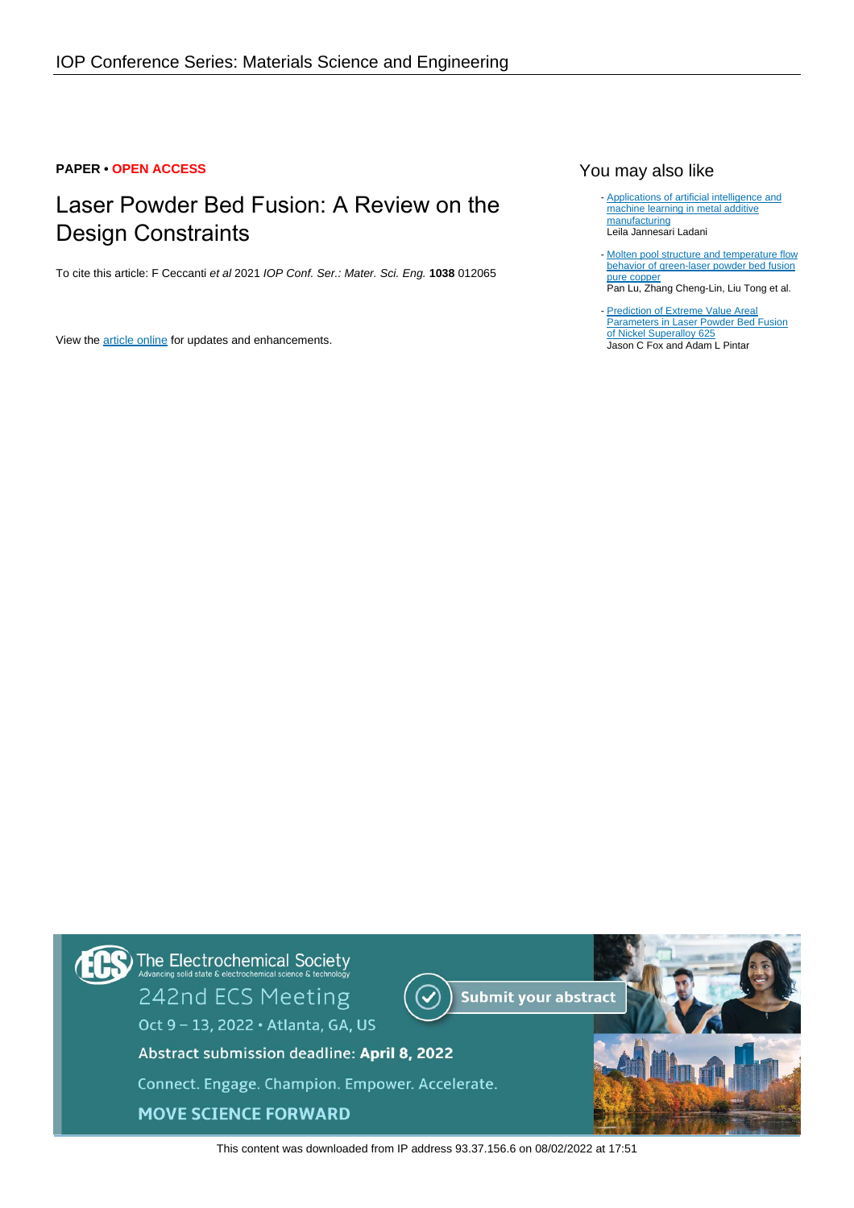PAPER • OPEN ACCESS

# Laser Powder Bed Fusion: A Review on the Design Constraints

To cite this article: F Ceccanti *et al* 2021 *IOP Conf. Ser.: Mater. Sci. Eng.* **1038** 012065

View the article online for updates and enhancements.

## You may also like

- Applications of artificial intelligence and machine learning in metal additive manufacturing
  Leila Jannesari Ladani
- Molten pool structure and temperature flow behavior of green-laser powder bed fusion pure copper
  Pan Lu, Zhang Cheng-Lin, Liu Tong et al.
- Prediction of Extreme Value Areal Parameters in Laser Powder Bed Fusion of Nickel Superalloy 625
  Jason C Fox and Adam L Pintar

The Electrochemical Society
Advancing solid state & electrochemical science & technology

242nd ECS Meeting

Oct 9 – 13, 2022 • Atlanta, GA, US

Submit your abstract

Abstract submission deadline: **April 8, 2022**

Connect. Engage. Champion. Empower. Accelerate.

**MOVE SCIENCE FORWARD**

This content was downloaded from IP address 93.37.156.6 on 08/02/2022 at 17:51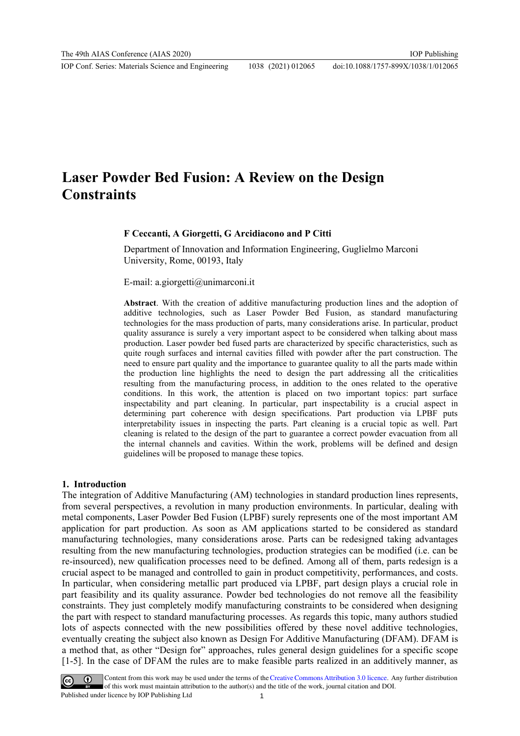# Laser Powder Bed Fusion: A Review on the Design Constraints

**F Ceccanti, A Giorgetti, G Arcidiacono and P Citti**

Department of Innovation and Information Engineering, Guglielmo Marconi University, Rome, 00193, Italy

E-mail: a.giorgetti@unimarconi.it

**Abstract**. With the creation of additive manufacturing production lines and the adoption of additive technologies, such as Laser Powder Bed Fusion, as standard manufacturing technologies for the mass production of parts, many considerations arise. In particular, product quality assurance is surely a very important aspect to be considered when talking about mass production. Laser powder bed fused parts are characterized by specific characteristics, such as quite rough surfaces and internal cavities filled with powder after the part construction. The need to ensure part quality and the importance to guarantee quality to all the parts made within the production line highlights the need to design the part addressing all the criticalities resulting from the manufacturing process, in addition to the ones related to the operative conditions. In this work, the attention is placed on two important topics: part surface inspectability and part cleaning. In particular, part inspectability is a crucial aspect in determining part coherence with design specifications. Part production via LPBF puts interpretability issues in inspecting the parts. Part cleaning is a crucial topic as well. Part cleaning is related to the design of the part to guarantee a correct powder evacuation from all the internal channels and cavities. Within the work, problems will be defined and design guidelines will be proposed to manage these topics.

## 1. Introduction

The integration of Additive Manufacturing (AM) technologies in standard production lines represents, from several perspectives, a revolution in many production environments. In particular, dealing with metal components, Laser Powder Bed Fusion (LPBF) surely represents one of the most important AM application for part production. As soon as AM applications started to be considered as standard manufacturing technologies, many considerations arose. Parts can be redesigned taking advantages resulting from the new manufacturing technologies, production strategies can be modified (i.e. can be re-insourced), new qualification processes need to be defined. Among all of them, parts redesign is a crucial aspect to be managed and controlled to gain in product competitivity, performances, and costs. In particular, when considering metallic part produced via LPBF, part design plays a crucial role in part feasibility and its quality assurance. Powder bed technologies do not remove all the feasibility constraints. They just completely modify manufacturing constraints to be considered when designing the part with respect to standard manufacturing processes. As regards this topic, many authors studied lots of aspects connected with the new possibilities offered by these novel additive technologies, eventually creating the subject also known as Design For Additive Manufacturing (DFAM). DFAM is a method that, as other "Design for" approaches, rules general design guidelines for a specific scope [1-5]. In the case of DFAM the rules are to make feasible parts realized in an additively manner, as

Content from this work may be used under the terms of the Creative Commons Attribution 3.0 licence. Any further distribution of this work must maintain attribution to the author(s) and the title of the work, journal citation and DOI.
Published under licence by IOP Publishing Ltd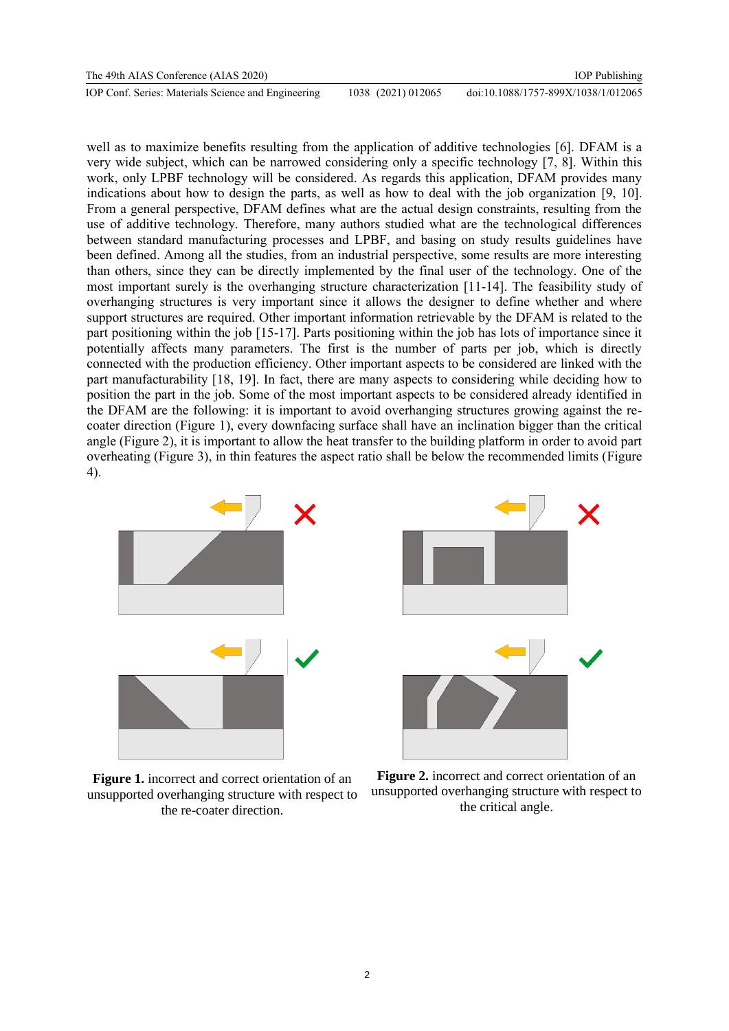well as to maximize benefits resulting from the application of additive technologies [6]. DFAM is a very wide subject, which can be narrowed considering only a specific technology [7, 8]. Within this work, only LPBF technology will be considered. As regards this application, DFAM provides many indications about how to design the parts, as well as how to deal with the job organization [9, 10]. From a general perspective, DFAM defines what are the actual design constraints, resulting from the use of additive technology. Therefore, many authors studied what are the technological differences between standard manufacturing processes and LPBF, and basing on study results guidelines have been defined. Among all the studies, from an industrial perspective, some results are more interesting than others, since they can be directly implemented by the final user of the technology. One of the most important surely is the overhanging structure characterization [11-14]. The feasibility study of overhanging structures is very important since it allows the designer to define whether and where support structures are required. Other important information retrievable by the DFAM is related to the part positioning within the job [15-17]. Parts positioning within the job has lots of importance since it potentially affects many parameters. The first is the number of parts per job, which is directly connected with the production efficiency. Other important aspects to be considered are linked with the part manufacturability [18, 19]. In fact, there are many aspects to considering while deciding how to position the part in the job. Some of the most important aspects to be considered already identified in the DFAM are the following: it is important to avoid overhanging structures growing against the re-coater direction (Figure 1), every downfacing surface shall have an inclination bigger than the critical angle (Figure 2), it is important to allow the heat transfer to the building platform in order to avoid part overheating (Figure 3), in thin features the aspect ratio shall be below the recommended limits (Figure 4).

**Figure 1.** incorrect and correct orientation of an unsupported overhanging structure with respect to the re-coater direction.

**Figure 2.** incorrect and correct orientation of an unsupported overhanging structure with respect to the critical angle.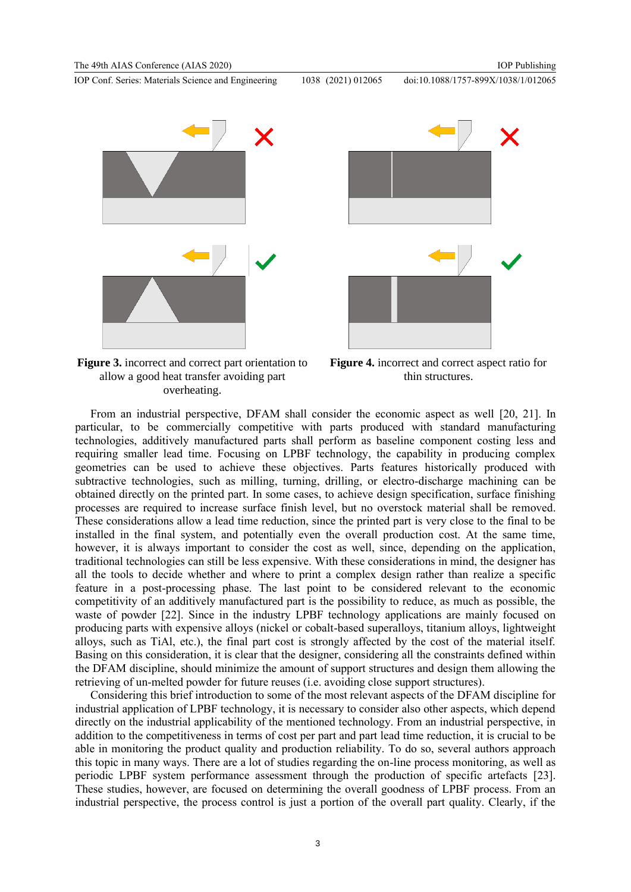**Figure 3.** incorrect and correct part orientation to allow a good heat transfer avoiding part overheating.

**Figure 4.** incorrect and correct aspect ratio for thin structures.

From an industrial perspective, DFAM shall consider the economic aspect as well [20, 21]. In particular, to be commercially competitive with parts produced with standard manufacturing technologies, additively manufactured parts shall perform as baseline component costing less and requiring smaller lead time. Focusing on LPBF technology, the capability in producing complex geometries can be used to achieve these objectives. Parts features historically produced with subtractive technologies, such as milling, turning, drilling, or electro-discharge machining can be obtained directly on the printed part. In some cases, to achieve design specification, surface finishing processes are required to increase surface finish level, but no overstock material shall be removed. These considerations allow a lead time reduction, since the printed part is very close to the final to be installed in the final system, and potentially even the overall production cost. At the same time, however, it is always important to consider the cost as well, since, depending on the application, traditional technologies can still be less expensive. With these considerations in mind, the designer has all the tools to decide whether and where to print a complex design rather than realize a specific feature in a post-processing phase. The last point to be considered relevant to the economic competitivity of an additively manufactured part is the possibility to reduce, as much as possible, the waste of powder [22]. Since in the industry LPBF technology applications are mainly focused on producing parts with expensive alloys (nickel or cobalt-based superalloys, titanium alloys, lightweight alloys, such as TiAl, etc.), the final part cost is strongly affected by the cost of the material itself. Basing on this consideration, it is clear that the designer, considering all the constraints defined within the DFAM discipline, should minimize the amount of support structures and design them allowing the retrieving of un-melted powder for future reuses (i.e. avoiding close support structures).

Considering this brief introduction to some of the most relevant aspects of the DFAM discipline for industrial application of LPBF technology, it is necessary to consider also other aspects, which depend directly on the industrial applicability of the mentioned technology. From an industrial perspective, in addition to the competitiveness in terms of cost per part and part lead time reduction, it is crucial to be able in monitoring the product quality and production reliability. To do so, several authors approach this topic in many ways. There are a lot of studies regarding the on-line process monitoring, as well as periodic LPBF system performance assessment through the production of specific artefacts [23]. These studies, however, are focused on determining the overall goodness of LPBF process. From an industrial perspective, the process control is just a portion of the overall part quality. Clearly, if the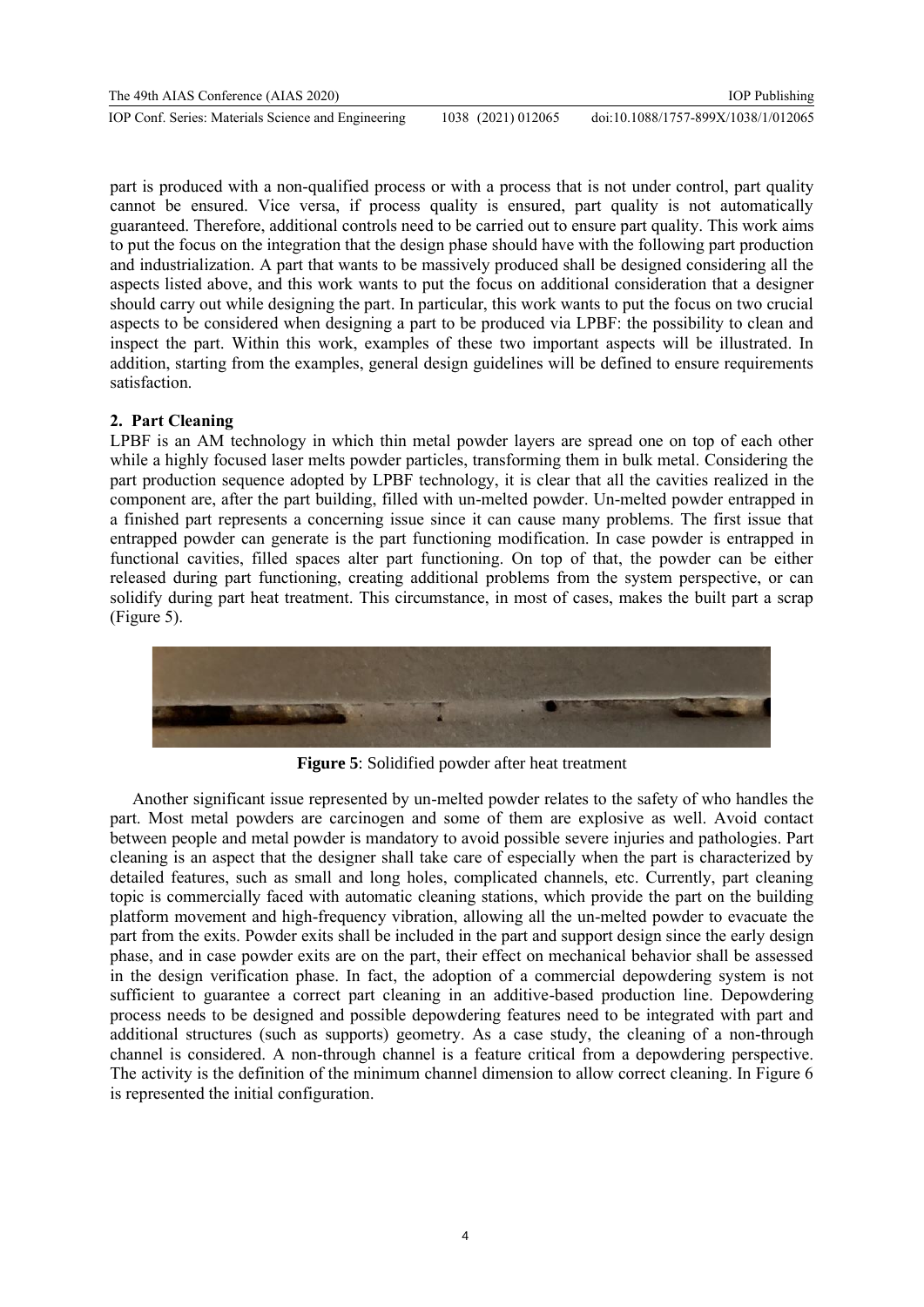part is produced with a non-qualified process or with a process that is not under control, part quality cannot be ensured. Vice versa, if process quality is ensured, part quality is not automatically guaranteed. Therefore, additional controls need to be carried out to ensure part quality. This work aims to put the focus on the integration that the design phase should have with the following part production and industrialization. A part that wants to be massively produced shall be designed considering all the aspects listed above, and this work wants to put the focus on additional consideration that a designer should carry out while designing the part. In particular, this work wants to put the focus on two crucial aspects to be considered when designing a part to be produced via LPBF: the possibility to clean and inspect the part. Within this work, examples of these two important aspects will be illustrated. In addition, starting from the examples, general design guidelines will be defined to ensure requirements satisfaction.

## 2. Part Cleaning

LPBF is an AM technology in which thin metal powder layers are spread one on top of each other while a highly focused laser melts powder particles, transforming them in bulk metal. Considering the part production sequence adopted by LPBF technology, it is clear that all the cavities realized in the component are, after the part building, filled with un-melted powder. Un-melted powder entrapped in a finished part represents a concerning issue since it can cause many problems. The first issue that entrapped powder can generate is the part functioning modification. In case powder is entrapped in functional cavities, filled spaces alter part functioning. On top of that, the powder can be either released during part functioning, creating additional problems from the system perspective, or can solidify during part heat treatment. This circumstance, in most of cases, makes the built part a scrap (Figure 5).

**Figure 5**: Solidified powder after heat treatment

Another significant issue represented by un-melted powder relates to the safety of who handles the part. Most metal powders are carcinogen and some of them are explosive as well. Avoid contact between people and metal powder is mandatory to avoid possible severe injuries and pathologies. Part cleaning is an aspect that the designer shall take care of especially when the part is characterized by detailed features, such as small and long holes, complicated channels, etc. Currently, part cleaning topic is commercially faced with automatic cleaning stations, which provide the part on the building platform movement and high-frequency vibration, allowing all the un-melted powder to evacuate the part from the exits. Powder exits shall be included in the part and support design since the early design phase, and in case powder exits are on the part, their effect on mechanical behavior shall be assessed in the design verification phase. In fact, the adoption of a commercial depowdering system is not sufficient to guarantee a correct part cleaning in an additive-based production line. Depowdering process needs to be designed and possible depowdering features need to be integrated with part and additional structures (such as supports) geometry. As a case study, the cleaning of a non-through channel is considered. A non-through channel is a feature critical from a depowdering perspective. The activity is the definition of the minimum channel dimension to allow correct cleaning. In Figure 6 is represented the initial configuration.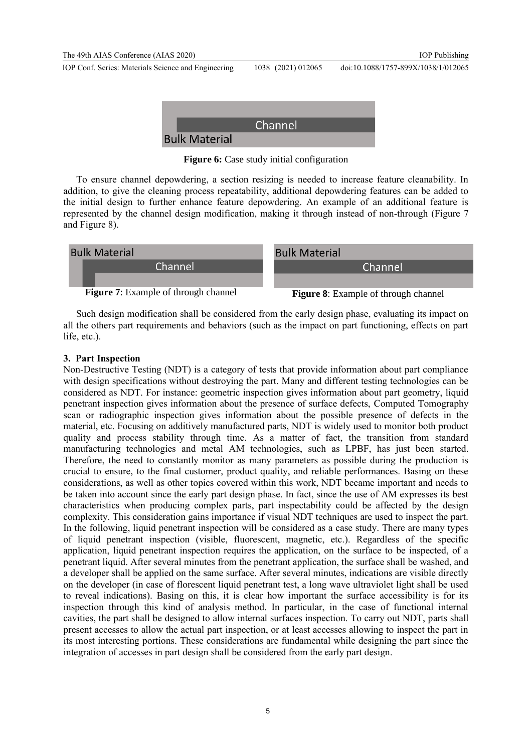Figure 6: Case study initial configuration

To ensure channel depowdering, a section resizing is needed to increase feature cleanability. In addition, to give the cleaning process repeatability, additional depowdering features can be added to the initial design to further enhance feature depowdering. An example of an additional feature is represented by the channel design modification, making it through instead of non-through (Figure 7 and Figure 8).

**Figure 7**: Example of through channel

**Figure 8**: Example of through channel

Such design modification shall be considered from the early design phase, evaluating its impact on all the others part requirements and behaviors (such as the impact on part functioning, effects on part life, etc.).

## 3. Part Inspection

Non-Destructive Testing (NDT) is a category of tests that provide information about part compliance with design specifications without destroying the part. Many and different testing technologies can be considered as NDT. For instance: geometric inspection gives information about part geometry, liquid penetrant inspection gives information about the presence of surface defects, Computed Tomography scan or radiographic inspection gives information about the possible presence of defects in the material, etc. Focusing on additively manufactured parts, NDT is widely used to monitor both product quality and process stability through time. As a matter of fact, the transition from standard manufacturing technologies and metal AM technologies, such as LPBF, has just been started. Therefore, the need to constantly monitor as many parameters as possible during the production is crucial to ensure, to the final customer, product quality, and reliable performances. Basing on these considerations, as well as other topics covered within this work, NDT became important and needs to be taken into account since the early part design phase. In fact, since the use of AM expresses its best characteristics when producing complex parts, part inspectability could be affected by the design complexity. This consideration gains importance if visual NDT techniques are used to inspect the part. In the following, liquid penetrant inspection will be considered as a case study. There are many types of liquid penetrant inspection (visible, fluorescent, magnetic, etc.). Regardless of the specific application, liquid penetrant inspection requires the application, on the surface to be inspected, of a penetrant liquid. After several minutes from the penetrant application, the surface shall be washed, and a developer shall be applied on the same surface. After several minutes, indications are visible directly on the developer (in case of florescent liquid penetrant test, a long wave ultraviolet light shall be used to reveal indications). Basing on this, it is clear how important the surface accessibility is for its inspection through this kind of analysis method. In particular, in the case of functional internal cavities, the part shall be designed to allow internal surfaces inspection. To carry out NDT, parts shall present accesses to allow the actual part inspection, or at least accesses allowing to inspect the part in its most interesting portions. These considerations are fundamental while designing the part since the integration of accesses in part design shall be considered from the early part design.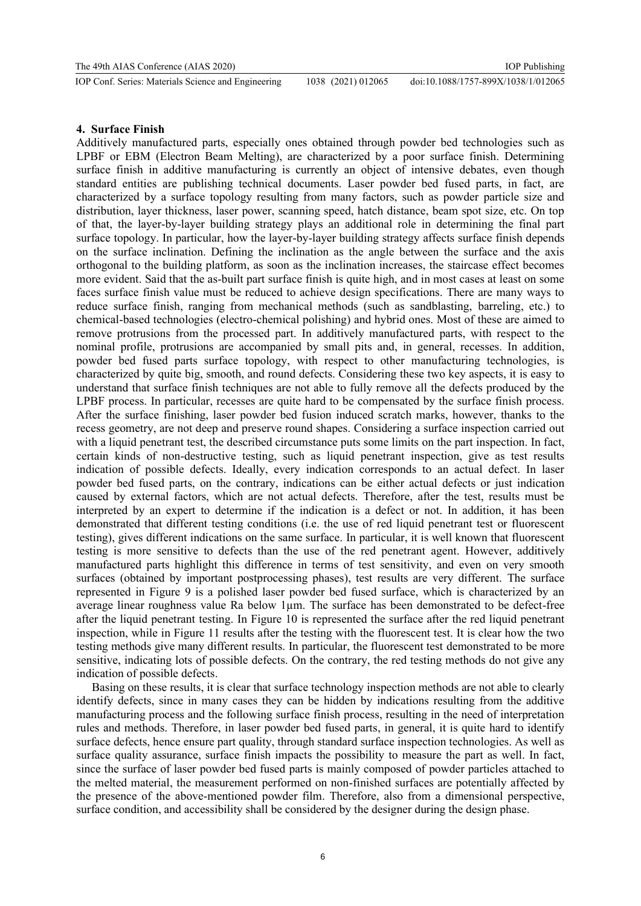## 4. Surface Finish

Additively manufactured parts, especially ones obtained through powder bed technologies such as LPBF or EBM (Electron Beam Melting), are characterized by a poor surface finish. Determining surface finish in additive manufacturing is currently an object of intensive debates, even though standard entities are publishing technical documents. Laser powder bed fused parts, in fact, are characterized by a surface topology resulting from many factors, such as powder particle size and distribution, layer thickness, laser power, scanning speed, hatch distance, beam spot size, etc. On top of that, the layer-by-layer building strategy plays an additional role in determining the final part surface topology. In particular, how the layer-by-layer building strategy affects surface finish depends on the surface inclination. Defining the inclination as the angle between the surface and the axis orthogonal to the building platform, as soon as the inclination increases, the staircase effect becomes more evident. Said that the as-built part surface finish is quite high, and in most cases at least on some faces surface finish value must be reduced to achieve design specifications. There are many ways to reduce surface finish, ranging from mechanical methods (such as sandblasting, barreling, etc.) to chemical-based technologies (electro-chemical polishing) and hybrid ones. Most of these are aimed to remove protrusions from the processed part. In additively manufactured parts, with respect to the nominal profile, protrusions are accompanied by small pits and, in general, recesses. In addition, powder bed fused parts surface topology, with respect to other manufacturing technologies, is characterized by quite big, smooth, and round defects. Considering these two key aspects, it is easy to understand that surface finish techniques are not able to fully remove all the defects produced by the LPBF process. In particular, recesses are quite hard to be compensated by the surface finish process. After the surface finishing, laser powder bed fusion induced scratch marks, however, thanks to the recess geometry, are not deep and preserve round shapes. Considering a surface inspection carried out with a liquid penetrant test, the described circumstance puts some limits on the part inspection. In fact, certain kinds of non-destructive testing, such as liquid penetrant inspection, give as test results indication of possible defects. Ideally, every indication corresponds to an actual defect. In laser powder bed fused parts, on the contrary, indications can be either actual defects or just indication caused by external factors, which are not actual defects. Therefore, after the test, results must be interpreted by an expert to determine if the indication is a defect or not. In addition, it has been demonstrated that different testing conditions (i.e. the use of red liquid penetrant test or fluorescent testing), gives different indications on the same surface. In particular, it is well known that fluorescent testing is more sensitive to defects than the use of the red penetrant agent. However, additively manufactured parts highlight this difference in terms of test sensitivity, and even on very smooth surfaces (obtained by important postprocessing phases), test results are very different. The surface represented in Figure 9 is a polished laser powder bed fused surface, which is characterized by an average linear roughness value Ra below 1µm. The surface has been demonstrated to be defect-free after the liquid penetrant testing. In Figure 10 is represented the surface after the red liquid penetrant inspection, while in Figure 11 results after the testing with the fluorescent test. It is clear how the two testing methods give many different results. In particular, the fluorescent test demonstrated to be more sensitive, indicating lots of possible defects. On the contrary, the red testing methods do not give any indication of possible defects.

Basing on these results, it is clear that surface technology inspection methods are not able to clearly identify defects, since in many cases they can be hidden by indications resulting from the additive manufacturing process and the following surface finish process, resulting in the need of interpretation rules and methods. Therefore, in laser powder bed fused parts, in general, it is quite hard to identify surface defects, hence ensure part quality, through standard surface inspection technologies. As well as surface quality assurance, surface finish impacts the possibility to measure the part as well. In fact, since the surface of laser powder bed fused parts is mainly composed of powder particles attached to the melted material, the measurement performed on non-finished surfaces are potentially affected by the presence of the above-mentioned powder film. Therefore, also from a dimensional perspective, surface condition, and accessibility shall be considered by the designer during the design phase.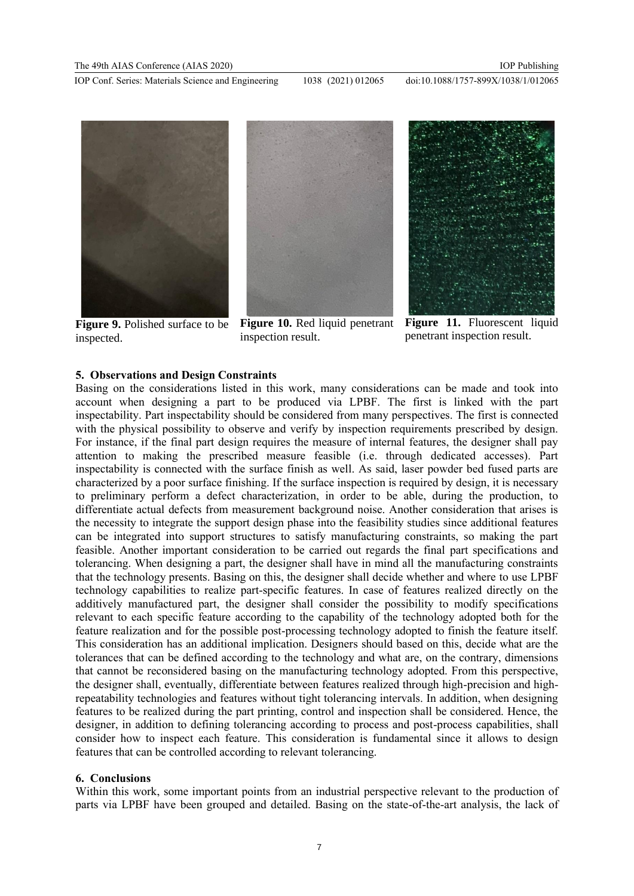**Figure 9.** Polished surface to be inspected.

**Figure 10.** Red liquid penetrant inspection result.

**Figure 11.** Fluorescent liquid penetrant inspection result.

## 5. Observations and Design Constraints

Basing on the considerations listed in this work, many considerations can be made and took into account when designing a part to be produced via LPBF. The first is linked with the part inspectability. Part inspectability should be considered from many perspectives. The first is connected with the physical possibility to observe and verify by inspection requirements prescribed by design. For instance, if the final part design requires the measure of internal features, the designer shall pay attention to making the prescribed measure feasible (i.e. through dedicated accesses). Part inspectability is connected with the surface finish as well. As said, laser powder bed fused parts are characterized by a poor surface finishing. If the surface inspection is required by design, it is necessary to preliminary perform a defect characterization, in order to be able, during the production, to differentiate actual defects from measurement background noise. Another consideration that arises is the necessity to integrate the support design phase into the feasibility studies since additional features can be integrated into support structures to satisfy manufacturing constraints, so making the part feasible. Another important consideration to be carried out regards the final part specifications and tolerancing. When designing a part, the designer shall have in mind all the manufacturing constraints that the technology presents. Basing on this, the designer shall decide whether and where to use LPBF technology capabilities to realize part-specific features. In case of features realized directly on the additively manufactured part, the designer shall consider the possibility to modify specifications relevant to each specific feature according to the capability of the technology adopted both for the feature realization and for the possible post-processing technology adopted to finish the feature itself. This consideration has an additional implication. Designers should based on this, decide what are the tolerances that can be defined according to the technology and what are, on the contrary, dimensions that cannot be reconsidered basing on the manufacturing technology adopted. From this perspective, the designer shall, eventually, differentiate between features realized through high-precision and high-repeatability technologies and features without tight tolerancing intervals. In addition, when designing features to be realized during the part printing, control and inspection shall be considered. Hence, the designer, in addition to defining tolerancing according to process and post-process capabilities, shall consider how to inspect each feature. This consideration is fundamental since it allows to design features that can be controlled according to relevant tolerancing.

## 6. Conclusions

Within this work, some important points from an industrial perspective relevant to the production of parts via LPBF have been grouped and detailed. Basing on the state-of-the-art analysis, the lack of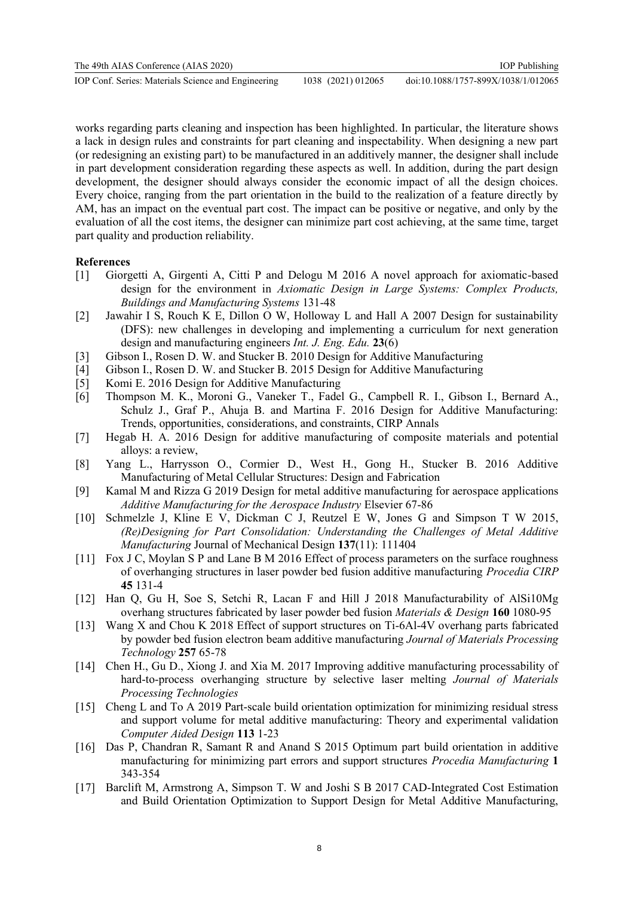works regarding parts cleaning and inspection has been highlighted. In particular, the literature shows a lack in design rules and constraints for part cleaning and inspectability. When designing a new part (or redesigning an existing part) to be manufactured in an additively manner, the designer shall include in part development consideration regarding these aspects as well. In addition, during the part design development, the designer should always consider the economic impact of all the design choices. Every choice, ranging from the part orientation in the build to the realization of a feature directly by AM, has an impact on the eventual part cost. The impact can be positive or negative, and only by the evaluation of all the cost items, the designer can minimize part cost achieving, at the same time, target part quality and production reliability.

**References**

[1] Giorgetti A, Girgenti A, Citti P and Delogu M 2016 A novel approach for axiomatic-based design for the environment in *Axiomatic Design in Large Systems: Complex Products, Buildings and Manufacturing Systems* 131-48

[2] Jawahir I S, Rouch K E, Dillon O W, Holloway L and Hall A 2007 Design for sustainability (DFS): new challenges in developing and implementing a curriculum for next generation design and manufacturing engineers *Int. J. Eng. Edu.* **23**(6)

[3] Gibson I., Rosen D. W. and Stucker B. 2010 Design for Additive Manufacturing

[4] Gibson I., Rosen D. W. and Stucker B. 2015 Design for Additive Manufacturing

[5] Komi E. 2016 Design for Additive Manufacturing

[6] Thompson M. K., Moroni G., Vaneker T., Fadel G., Campbell R. I., Gibson I., Bernard A., Schulz J., Graf P., Ahuja B. and Martina F. 2016 Design for Additive Manufacturing: Trends, opportunities, considerations, and constraints, CIRP Annals

[7] Hegab H. A. 2016 Design for additive manufacturing of composite materials and potential alloys: a review,

[8] Yang L., Harrysson O., Cormier D., West H., Gong H., Stucker B. 2016 Additive Manufacturing of Metal Cellular Structures: Design and Fabrication

[9] Kamal M and Rizza G 2019 Design for metal additive manufacturing for aerospace applications *Additive Manufacturing for the Aerospace Industry* Elsevier 67-86

[10] Schmelzle J, Kline E V, Dickman C J, Reutzel E W, Jones G and Simpson T W 2015, *(Re)Designing for Part Consolidation: Understanding the Challenges of Metal Additive Manufacturing* Journal of Mechanical Design **137**(11): 111404

[11] Fox J C, Moylan S P and Lane B M 2016 Effect of process parameters on the surface roughness of overhanging structures in laser powder bed fusion additive manufacturing *Procedia CIRP* **45** 131-4

[12] Han Q, Gu H, Soe S, Setchi R, Lacan F and Hill J 2018 Manufacturability of AlSi10Mg overhang structures fabricated by laser powder bed fusion *Materials & Design* **160** 1080-95

[13] Wang X and Chou K 2018 Effect of support structures on Ti-6Al-4V overhang parts fabricated by powder bed fusion electron beam additive manufacturing *Journal of Materials Processing Technology* **257** 65-78

[14] Chen H., Gu D., Xiong J. and Xia M. 2017 Improving additive manufacturing processability of hard-to-process overhanging structure by selective laser melting *Journal of Materials Processing Technologies*

[15] Cheng L and To A 2019 Part-scale build orientation optimization for minimizing residual stress and support volume for metal additive manufacturing: Theory and experimental validation *Computer Aided Design* **113** 1-23

[16] Das P, Chandran R, Samant R and Anand S 2015 Optimum part build orientation in additive manufacturing for minimizing part errors and support structures *Procedia Manufacturing* **1** 343-354

[17] Barclift M, Armstrong A, Simpson T. W and Joshi S B 2017 CAD-Integrated Cost Estimation and Build Orientation Optimization to Support Design for Metal Additive Manufacturing,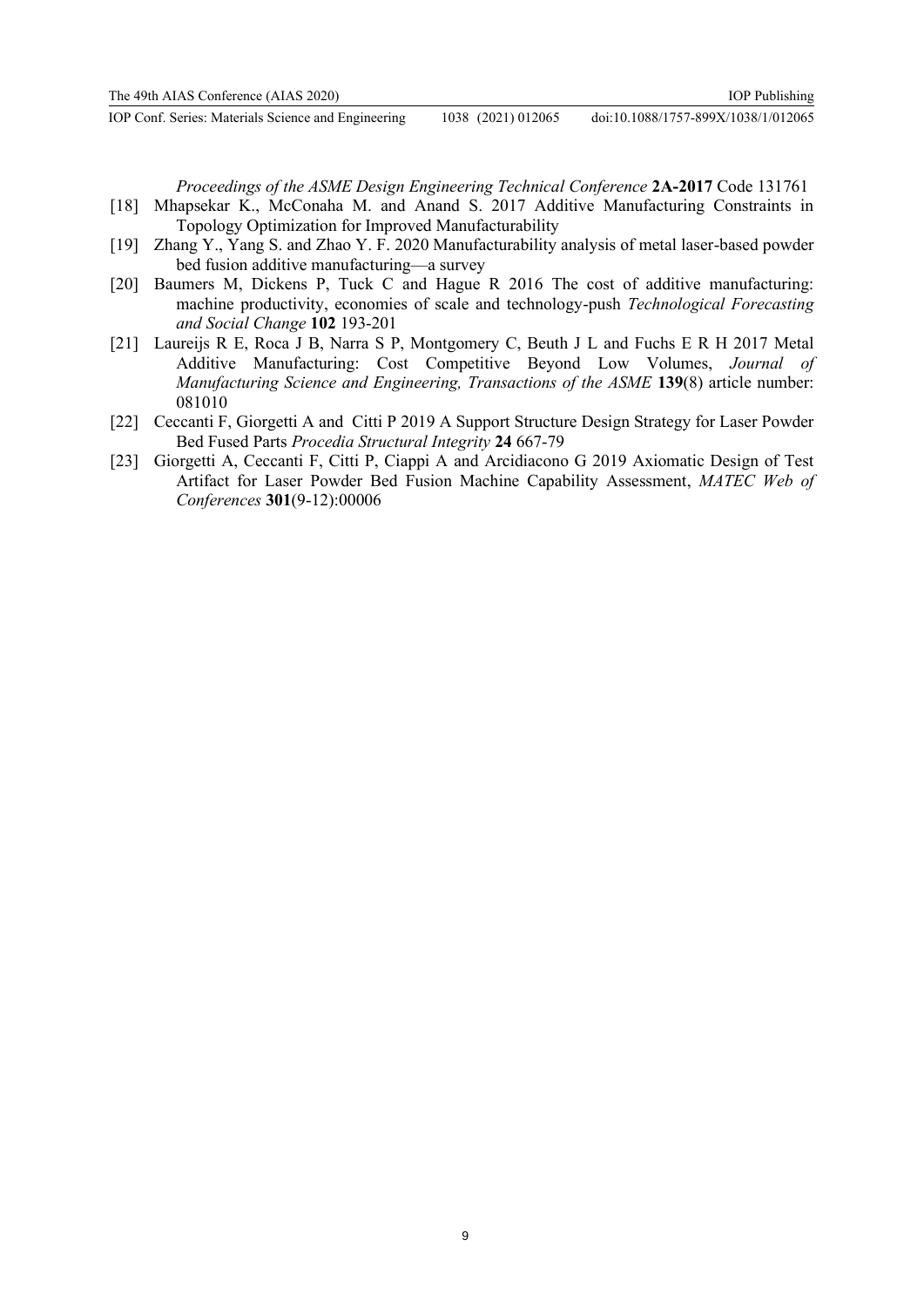*Proceedings of the ASME Design Engineering Technical Conference* **2A-2017** Code 131761

[18] Mhapsekar K., McConaha M. and Anand S. 2017 Additive Manufacturing Constraints in Topology Optimization for Improved Manufacturability

[19] Zhang Y., Yang S. and Zhao Y. F. 2020 Manufacturability analysis of metal laser-based powder bed fusion additive manufacturing—a survey

[20] Baumers M, Dickens P, Tuck C and Hague R 2016 The cost of additive manufacturing: machine productivity, economies of scale and technology-push *Technological Forecasting and Social Change* **102** 193-201

[21] Laureijs R E, Roca J B, Narra S P, Montgomery C, Beuth J L and Fuchs E R H 2017 Metal Additive Manufacturing: Cost Competitive Beyond Low Volumes, *Journal of Manufacturing Science and Engineering, Transactions of the ASME* **139**(8) article number: 081010

[22] Ceccanti F, Giorgetti A and Citti P 2019 A Support Structure Design Strategy for Laser Powder Bed Fused Parts *Procedia Structural Integrity* **24** 667-79

[23] Giorgetti A, Ceccanti F, Citti P, Ciappi A and Arcidiacono G 2019 Axiomatic Design of Test Artifact for Laser Powder Bed Fusion Machine Capability Assessment, *MATEC Web of Conferences* **301**(9-12):00006